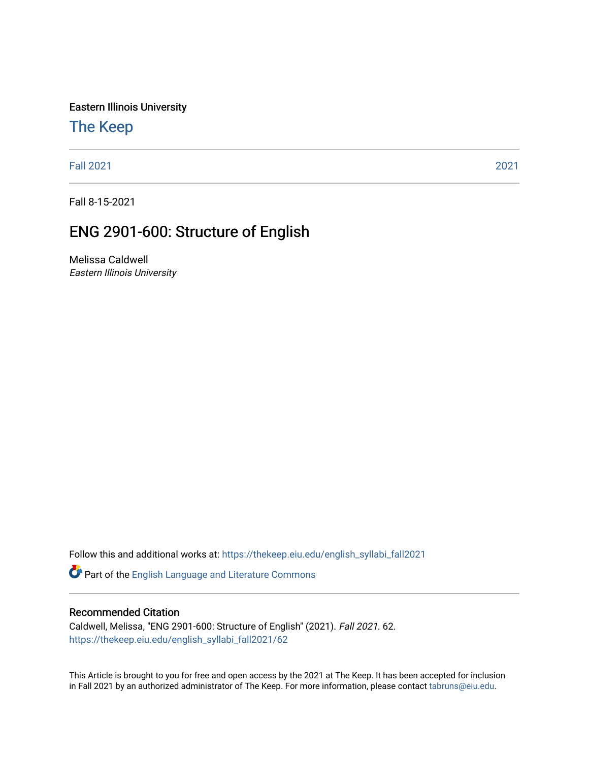Eastern Illinois University

# The Keep

Fall 2021 | 2021

Fall 8-15-2021

## ENG 2901-600: Structure of English

Melissa Caldwell

*Eastern Illinois University*

Follow this and additional works at: https://thekeep.eiu.edu/english_syllabi_fall2021

Part of the English Language and Literature Commons

### Recommended Citation

Caldwell, Melissa, "ENG 2901-600: Structure of English" (2021). *Fall 2021*. 62.
https://thekeep.eiu.edu/english_syllabi_fall2021/62

This Article is brought to you for free and open access by the 2021 at The Keep. It has been accepted for inclusion in Fall 2021 by an authorized administrator of The Keep. For more information, please contact tabruns@eiu.edu.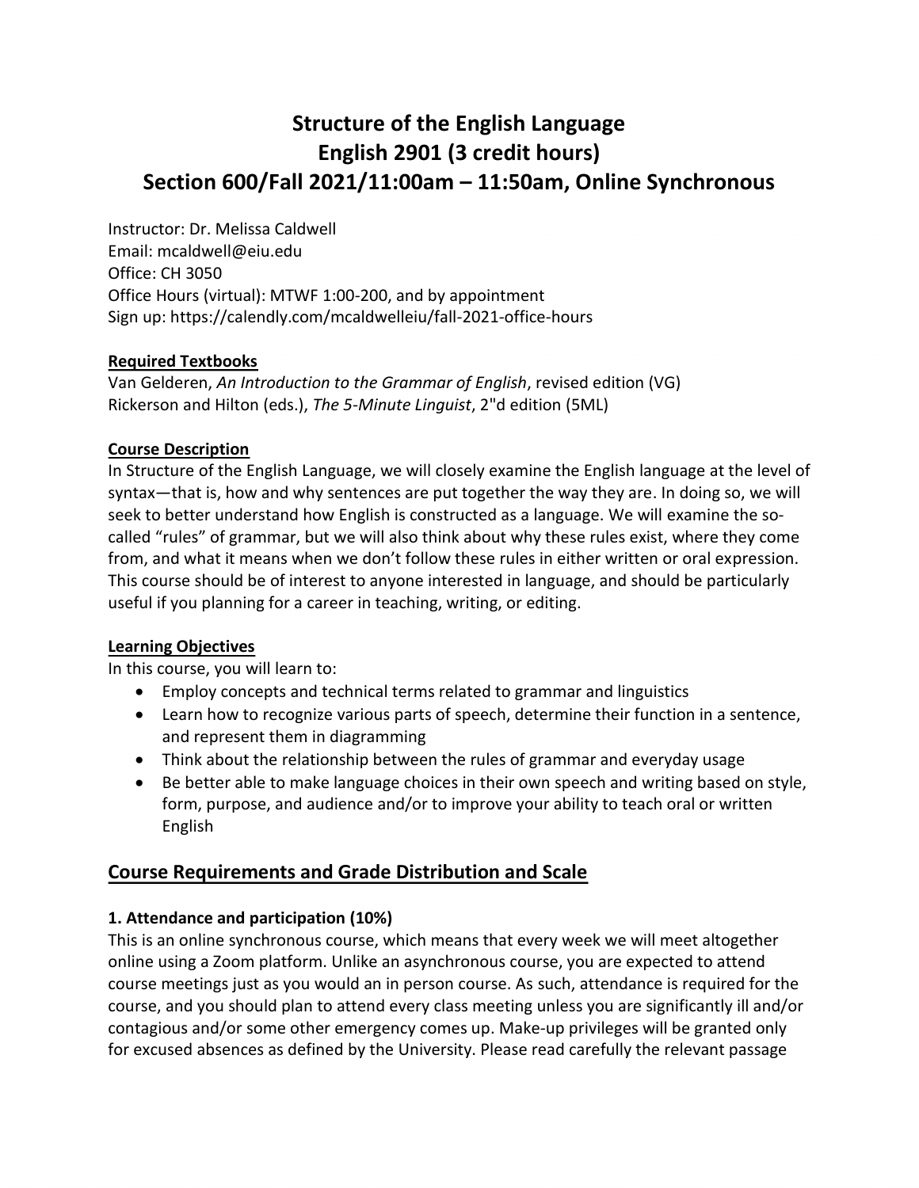# Structure of the English Language
# English 2901 (3 credit hours)
# Section 600/Fall 2021/11:00am – 11:50am, Online Synchronous

Instructor: Dr. Melissa Caldwell
Email: mcaldwell@eiu.edu
Office: CH 3050
Office Hours (virtual): MTWF 1:00-200, and by appointment
Sign up: https://calendly.com/mcaldwelleiu/fall-2021-office-hours

**Required Textbooks**

Van Gelderen, *An Introduction to the Grammar of English*, revised edition (VG)
Rickerson and Hilton (eds.), *The 5-Minute Linguist*, 2"d edition (5ML)

**Course Description**

In Structure of the English Language, we will closely examine the English language at the level of syntax—that is, how and why sentences are put together the way they are. In doing so, we will seek to better understand how English is constructed as a language. We will examine the so-called "rules" of grammar, but we will also think about why these rules exist, where they come from, and what it means when we don't follow these rules in either written or oral expression. This course should be of interest to anyone interested in language, and should be particularly useful if you planning for a career in teaching, writing, or editing.

**Learning Objectives**

In this course, you will learn to:

- Employ concepts and technical terms related to grammar and linguistics
- Learn how to recognize various parts of speech, determine their function in a sentence, and represent them in diagramming
- Think about the relationship between the rules of grammar and everyday usage
- Be better able to make language choices in their own speech and writing based on style, form, purpose, and audience and/or to improve your ability to teach oral or written English

## Course Requirements and Grade Distribution and Scale

### 1. Attendance and participation (10%)

This is an online synchronous course, which means that every week we will meet altogether online using a Zoom platform. Unlike an asynchronous course, you are expected to attend course meetings just as you would an in person course. As such, attendance is required for the course, and you should plan to attend every class meeting unless you are significantly ill and/or contagious and/or some other emergency comes up. Make-up privileges will be granted only for excused absences as defined by the University. Please read carefully the relevant passage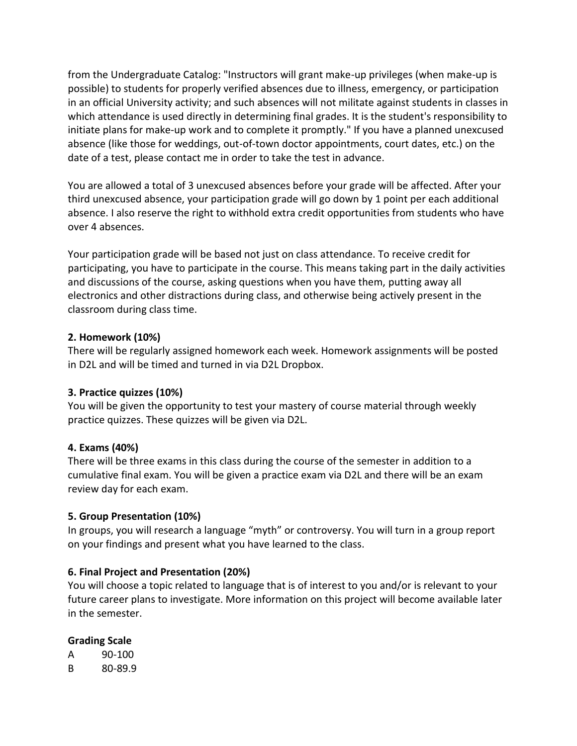from the Undergraduate Catalog: "Instructors will grant make-up privileges (when make-up is possible) to students for properly verified absences due to illness, emergency, or participation in an official University activity; and such absences will not militate against students in classes in which attendance is used directly in determining final grades. It is the student's responsibility to initiate plans for make-up work and to complete it promptly." If you have a planned unexcused absence (like those for weddings, out-of-town doctor appointments, court dates, etc.) on the date of a test, please contact me in order to take the test in advance.

You are allowed a total of 3 unexcused absences before your grade will be affected. After your third unexcused absence, your participation grade will go down by 1 point per each additional absence. I also reserve the right to withhold extra credit opportunities from students who have over 4 absences.

Your participation grade will be based not just on class attendance. To receive credit for participating, you have to participate in the course. This means taking part in the daily activities and discussions of the course, asking questions when you have them, putting away all electronics and other distractions during class, and otherwise being actively present in the classroom during class time.

**2. Homework (10%)**
There will be regularly assigned homework each week. Homework assignments will be posted in D2L and will be timed and turned in via D2L Dropbox.

**3. Practice quizzes (10%)**
You will be given the opportunity to test your mastery of course material through weekly practice quizzes. These quizzes will be given via D2L.

**4. Exams (40%)**
There will be three exams in this class during the course of the semester in addition to a cumulative final exam. You will be given a practice exam via D2L and there will be an exam review day for each exam.

**5. Group Presentation (10%)**
In groups, you will research a language "myth" or controversy. You will turn in a group report on your findings and present what you have learned to the class.

**6. Final Project and Presentation (20%)**
You will choose a topic related to language that is of interest to you and/or is relevant to your future career plans to investigate. More information on this project will become available later in the semester.

**Grading Scale**

A 90-100
B 80-89.9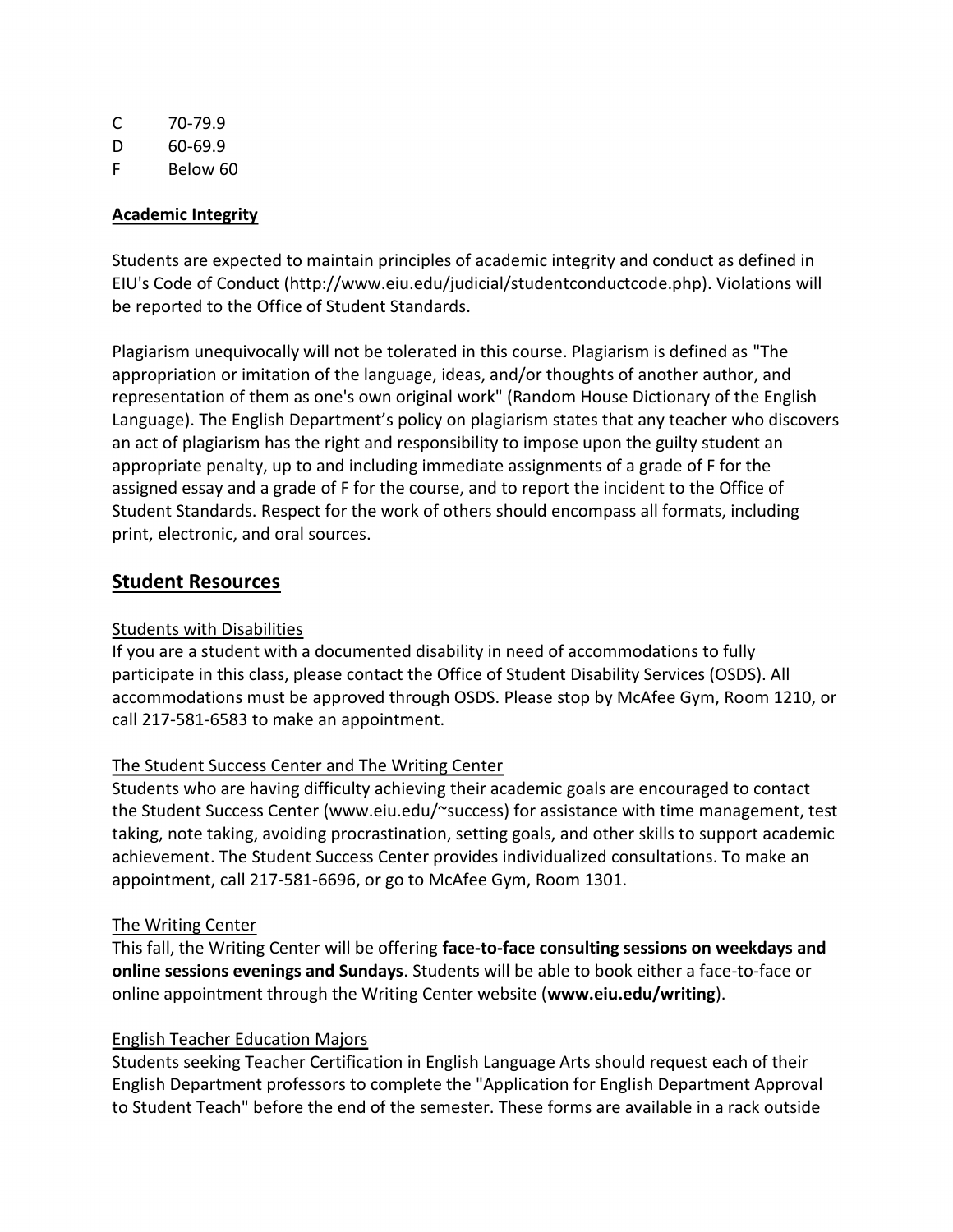| | |
|---|---|
| C | 70-79.9 |
| D | 60-69.9 |
| F | Below 60 |

**Academic Integrity**

Students are expected to maintain principles of academic integrity and conduct as defined in EIU's Code of Conduct (http://www.eiu.edu/judicial/studentconductcode.php). Violations will be reported to the Office of Student Standards.

Plagiarism unequivocally will not be tolerated in this course. Plagiarism is defined as "The appropriation or imitation of the language, ideas, and/or thoughts of another author, and representation of them as one's own original work" (Random House Dictionary of the English Language). The English Department's policy on plagiarism states that any teacher who discovers an act of plagiarism has the right and responsibility to impose upon the guilty student an appropriate penalty, up to and including immediate assignments of a grade of F for the assigned essay and a grade of F for the course, and to report the incident to the Office of Student Standards. Respect for the work of others should encompass all formats, including print, electronic, and oral sources.

## Student Resources

Students with Disabilities

If you are a student with a documented disability in need of accommodations to fully participate in this class, please contact the Office of Student Disability Services (OSDS). All accommodations must be approved through OSDS. Please stop by McAfee Gym, Room 1210, or call 217-581-6583 to make an appointment.

The Student Success Center and The Writing Center

Students who are having difficulty achieving their academic goals are encouraged to contact the Student Success Center (www.eiu.edu/~success) for assistance with time management, test taking, note taking, avoiding procrastination, setting goals, and other skills to support academic achievement. The Student Success Center provides individualized consultations. To make an appointment, call 217-581-6696, or go to McAfee Gym, Room 1301.

The Writing Center

This fall, the Writing Center will be offering **face-to-face consulting sessions on weekdays and online sessions evenings and Sundays**. Students will be able to book either a face-to-face or online appointment through the Writing Center website (**www.eiu.edu/writing**).

English Teacher Education Majors

Students seeking Teacher Certification in English Language Arts should request each of their English Department professors to complete the "Application for English Department Approval to Student Teach" before the end of the semester. These forms are available in a rack outside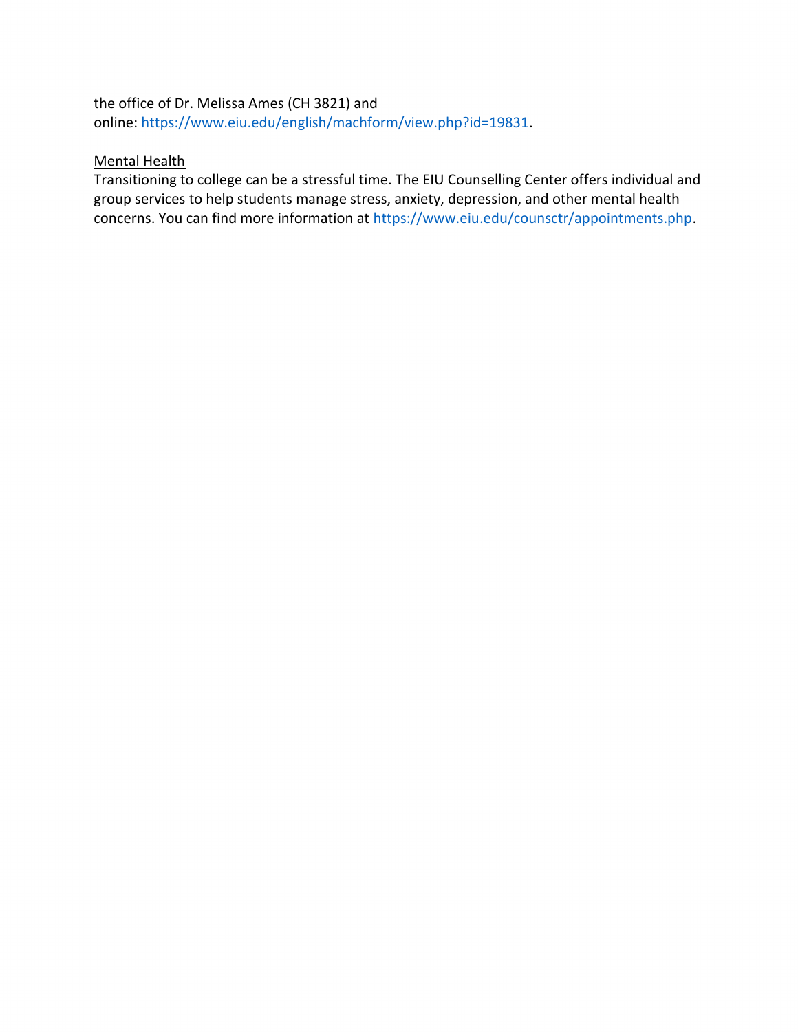the office of Dr. Melissa Ames (CH 3821) and
online: https://www.eiu.edu/english/machform/view.php?id=19831.

Mental Health

Transitioning to college can be a stressful time. The EIU Counselling Center offers individual and group services to help students manage stress, anxiety, depression, and other mental health concerns. You can find more information at https://www.eiu.edu/counsctr/appointments.php.